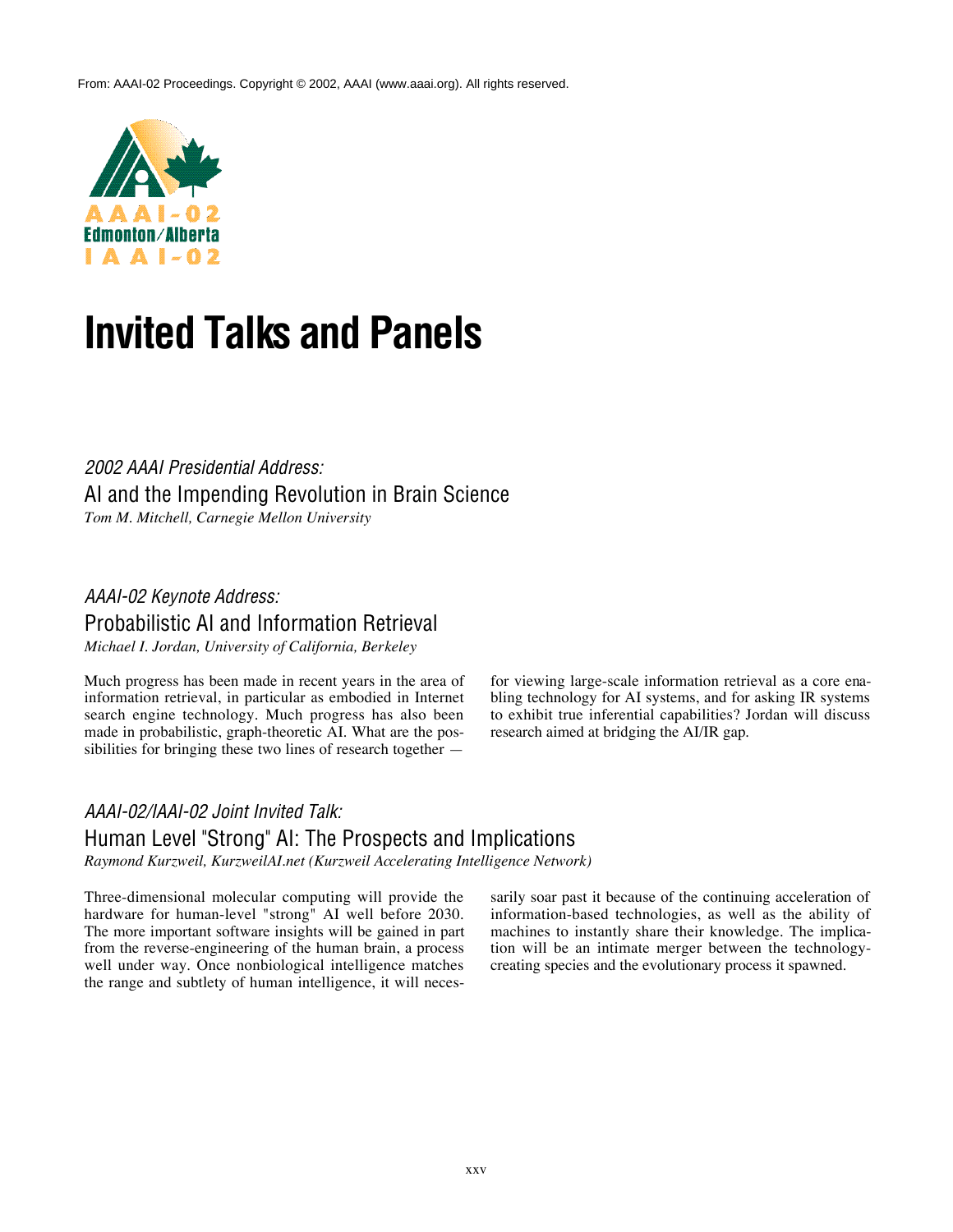From: AAAI-02 Proceedings. Copyright © 2002, AAAI (www.aaai.org). All rights reserved.

AAAI-02
Edmonton/Alberta
IAAI-02

# Invited Talks and Panels

## *2002 AAAI Presidential Address:*
## AI and the Impending Revolution in Brain Science

*Tom M. Mitchell, Carnegie Mellon University*

## *AAAI-02 Keynote Address:*
## Probabilistic AI and Information Retrieval

*Michael I. Jordan, University of California, Berkeley*

Much progress has been made in recent years in the area of information retrieval, in particular as embodied in Internet search engine technology. Much progress has also been made in probabilistic, graph-theoretic AI. What are the possibilities for bringing these two lines of research together — for viewing large-scale information retrieval as a core enabling technology for AI systems, and for asking IR systems to exhibit true inferential capabilities? Jordan will discuss research aimed at bridging the AI/IR gap.

## *AAAI-02/IAAI-02 Joint Invited Talk:*
## Human Level "Strong" AI: The Prospects and Implications

*Raymond Kurzweil, KurzweilAI.net (Kurzweil Accelerating Intelligence Network)*

Three-dimensional molecular computing will provide the hardware for human-level "strong" AI well before 2030. The more important software insights will be gained in part from the reverse-engineering of the human brain, a process well under way. Once nonbiological intelligence matches the range and subtlety of human intelligence, it will necessarily soar past it because of the continuing acceleration of information-based technologies, as well as the ability of machines to instantly share their knowledge. The implication will be an intimate merger between the technology-creating species and the evolutionary process it spawned.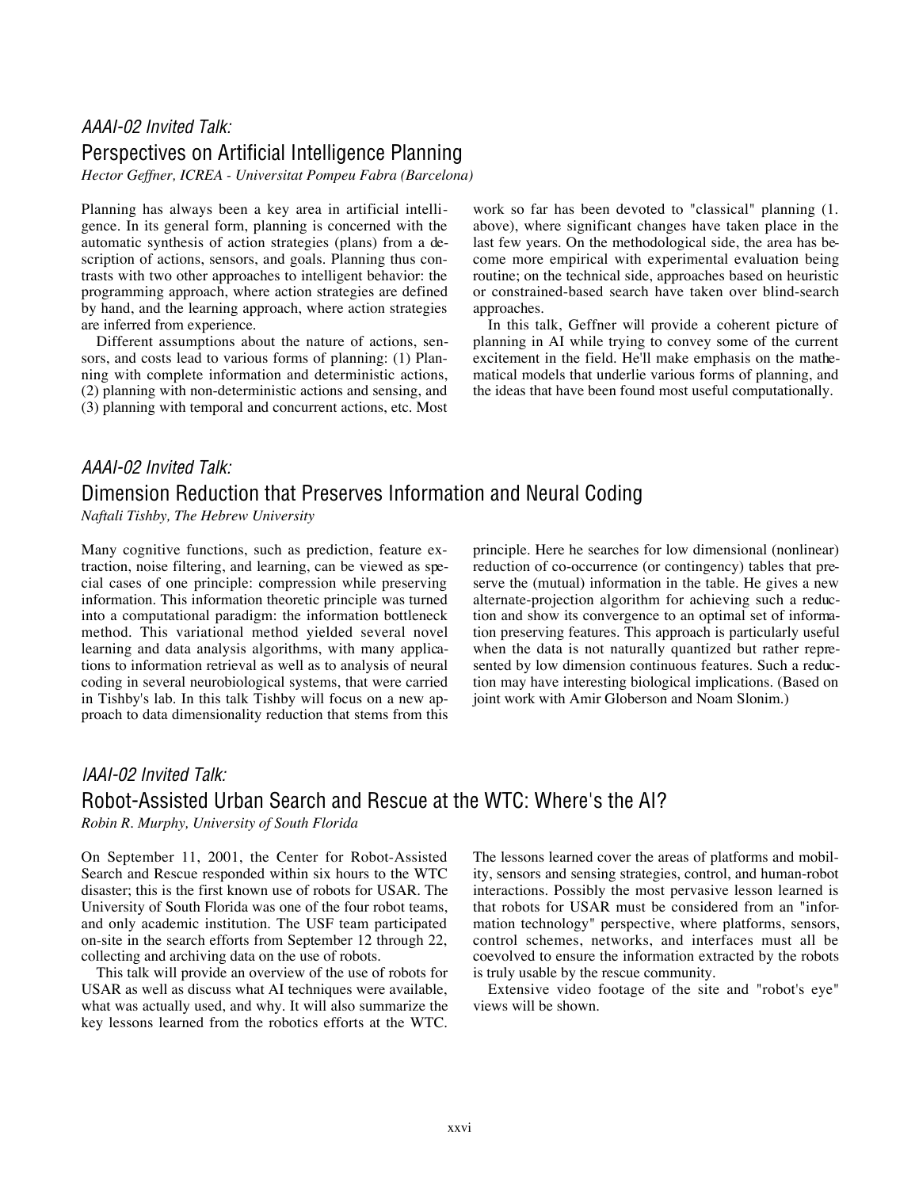*AAAI-02 Invited Talk:*

## Perspectives on Artificial Intelligence Planning

*Hector Geffner, ICREA - Universitat Pompeu Fabra (Barcelona)*

Planning has always been a key area in artificial intelligence. In its general form, planning is concerned with the automatic synthesis of action strategies (plans) from a description of actions, sensors, and goals. Planning thus contrasts with two other approaches to intelligent behavior: the programming approach, where action strategies are defined by hand, and the learning approach, where action strategies are inferred from experience.

Different assumptions about the nature of actions, sensors, and costs lead to various forms of planning: (1) Planning with complete information and deterministic actions, (2) planning with non-deterministic actions and sensing, and (3) planning with temporal and concurrent actions, etc. Most work so far has been devoted to "classical" planning (1. above), where significant changes have taken place in the last few years. On the methodological side, the area has become more empirical with experimental evaluation being routine; on the technical side, approaches based on heuristic or constrained-based search have taken over blind-search approaches.

In this talk, Geffner will provide a coherent picture of planning in AI while trying to convey some of the current excitement in the field. He'll make emphasis on the mathematical models that underlie various forms of planning, and the ideas that have been found most useful computationally.

*AAAI-02 Invited Talk:*

## Dimension Reduction that Preserves Information and Neural Coding

*Naftali Tishby, The Hebrew University*

Many cognitive functions, such as prediction, feature extraction, noise filtering, and learning, can be viewed as special cases of one principle: compression while preserving information. This information theoretic principle was turned into a computational paradigm: the information bottleneck method. This variational method yielded several novel learning and data analysis algorithms, with many applications to information retrieval as well as to analysis of neural coding in several neurobiological systems, that were carried in Tishby's lab. In this talk Tishby will focus on a new approach to data dimensionality reduction that stems from this principle. Here he searches for low dimensional (nonlinear) reduction of co-occurrence (or contingency) tables that preserve the (mutual) information in the table. He gives a new alternate-projection algorithm for achieving such a reduction and show its convergence to an optimal set of information preserving features. This approach is particularly useful when the data is not naturally quantized but rather represented by low dimension continuous features. Such a reduction may have interesting biological implications. (Based on joint work with Amir Globerson and Noam Slonim.)

*IAAI-02 Invited Talk:*

## Robot-Assisted Urban Search and Rescue at the WTC: Where's the AI?

*Robin R. Murphy, University of South Florida*

On September 11, 2001, the Center for Robot-Assisted Search and Rescue responded within six hours to the WTC disaster; this is the first known use of robots for USAR. The University of South Florida was one of the four robot teams, and only academic institution. The USF team participated on-site in the search efforts from September 12 through 22, collecting and archiving data on the use of robots.

This talk will provide an overview of the use of robots for USAR as well as discuss what AI techniques were available, what was actually used, and why. It will also summarize the key lessons learned from the robotics efforts at the WTC. The lessons learned cover the areas of platforms and mobility, sensors and sensing strategies, control, and human-robot interactions. Possibly the most pervasive lesson learned is that robots for USAR must be considered from an "information technology" perspective, where platforms, sensors, control schemes, networks, and interfaces must all be coevolved to ensure the information extracted by the robots is truly usable by the rescue community.

Extensive video footage of the site and "robot's eye" views will be shown.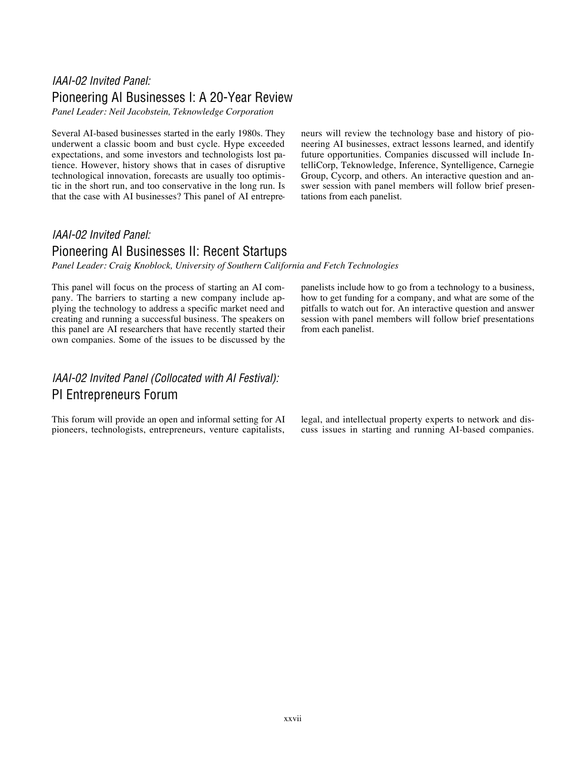*IAAI-02 Invited Panel:*

## Pioneering AI Businesses I: A 20-Year Review

*Panel Leader: Neil Jacobstein, Teknowledge Corporation*

Several AI-based businesses started in the early 1980s. They underwent a classic boom and bust cycle. Hype exceeded expectations, and some investors and technologists lost patience. However, history shows that in cases of disruptive technological innovation, forecasts are usually too optimistic in the short run, and too conservative in the long run. Is that the case with AI businesses? This panel of AI entrepreneurs will review the technology base and history of pioneering AI businesses, extract lessons learned, and identify future opportunities. Companies discussed will include IntelliCorp, Teknowledge, Inference, Syntelligence, Carnegie Group, Cycorp, and others. An interactive question and answer session with panel members will follow brief presentations from each panelist.

*IAAI-02 Invited Panel:*

## Pioneering AI Businesses II: Recent Startups

*Panel Leader: Craig Knoblock, University of Southern California and Fetch Technologies*

This panel will focus on the process of starting an AI company. The barriers to starting a new company include applying the technology to address a specific market need and creating and running a successful business. The speakers on this panel are AI researchers that have recently started their own companies. Some of the issues to be discussed by the panelists include how to go from a technology to a business, how to get funding for a company, and what are some of the pitfalls to watch out for. An interactive question and answer session with panel members will follow brief presentations from each panelist.

*IAAI-02 Invited Panel (Collocated with AI Festival):*

## PI Entrepreneurs Forum

This forum will provide an open and informal setting for AI pioneers, technologists, entrepreneurs, venture capitalists, legal, and intellectual property experts to network and discuss issues in starting and running AI-based companies.